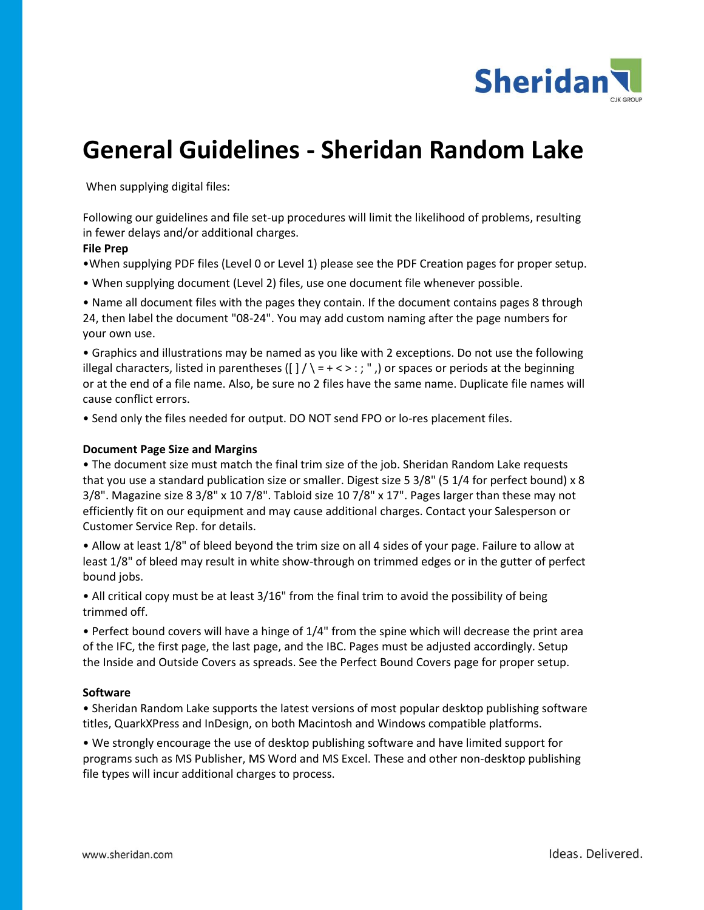# General Guidelines - Sheridan Random Lake

When supplying digital files:

Following our guidelines and file set-up procedures will limit the likelihood of problems, resulting in fewer delays and/or additional charges.

**File Prep**

- When supplying PDF files (Level 0 or Level 1) please see the PDF Creation pages for proper setup.
- When supplying document (Level 2) files, use one document file whenever possible.
- Name all document files with the pages they contain. If the document contains pages 8 through 24, then label the document "08-24". You may add custom naming after the page numbers for your own use.
- Graphics and illustrations may be named as you like with 2 exceptions. Do not use the following illegal characters, listed in parentheses ([ ] / \ = + < > : ; " ,) or spaces or periods at the beginning or at the end of a file name. Also, be sure no 2 files have the same name. Duplicate file names will cause conflict errors.
- Send only the files needed for output. DO NOT send FPO or lo-res placement files.

**Document Page Size and Margins**

- The document size must match the final trim size of the job. Sheridan Random Lake requests that you use a standard publication size or smaller. Digest size 5 3/8" (5 1/4 for perfect bound) x 8 3/8". Magazine size 8 3/8" x 10 7/8". Tabloid size 10 7/8" x 17". Pages larger than these may not efficiently fit on our equipment and may cause additional charges. Contact your Salesperson or Customer Service Rep. for details.
- Allow at least 1/8" of bleed beyond the trim size on all 4 sides of your page. Failure to allow at least 1/8" of bleed may result in white show-through on trimmed edges or in the gutter of perfect bound jobs.
- All critical copy must be at least 3/16" from the final trim to avoid the possibility of being trimmed off.
- Perfect bound covers will have a hinge of 1/4" from the spine which will decrease the print area of the IFC, the first page, the last page, and the IBC. Pages must be adjusted accordingly. Setup the Inside and Outside Covers as spreads. See the Perfect Bound Covers page for proper setup.

**Software**

- Sheridan Random Lake supports the latest versions of most popular desktop publishing software titles, QuarkXPress and InDesign, on both Macintosh and Windows compatible platforms.
- We strongly encourage the use of desktop publishing software and have limited support for programs such as MS Publisher, MS Word and MS Excel. These and other non-desktop publishing file types will incur additional charges to process.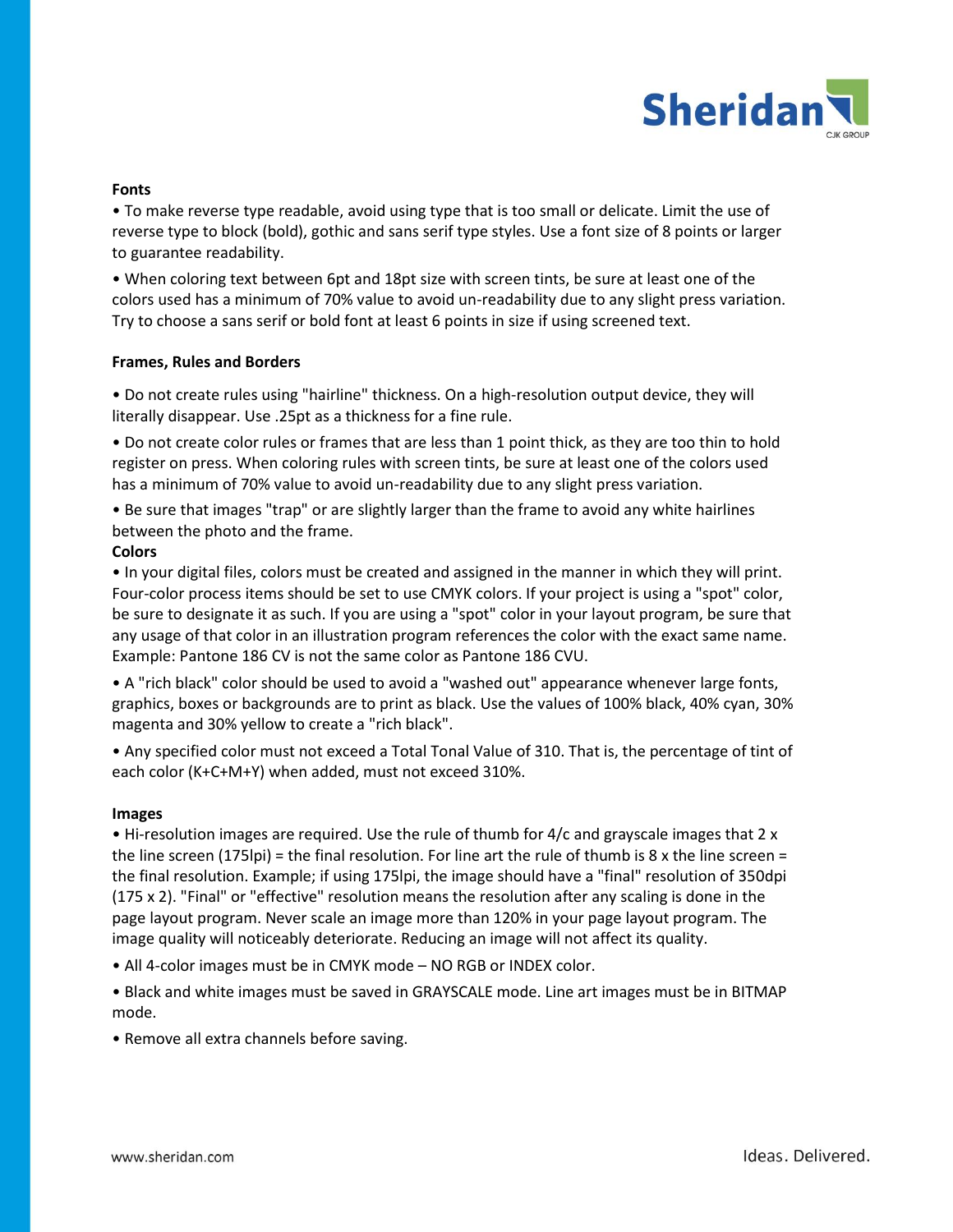**Fonts**

- To make reverse type readable, avoid using type that is too small or delicate. Limit the use of reverse type to block (bold), gothic and sans serif type styles. Use a font size of 8 points or larger to guarantee readability.
- When coloring text between 6pt and 18pt size with screen tints, be sure at least one of the colors used has a minimum of 70% value to avoid un-readability due to any slight press variation. Try to choose a sans serif or bold font at least 6 points in size if using screened text.

**Frames, Rules and Borders**

- Do not create rules using "hairline" thickness. On a high-resolution output device, they will literally disappear. Use .25pt as a thickness for a fine rule.
- Do not create color rules or frames that are less than 1 point thick, as they are too thin to hold register on press. When coloring rules with screen tints, be sure at least one of the colors used has a minimum of 70% value to avoid un-readability due to any slight press variation.
- Be sure that images "trap" or are slightly larger than the frame to avoid any white hairlines between the photo and the frame.

**Colors**

- In your digital files, colors must be created and assigned in the manner in which they will print. Four-color process items should be set to use CMYK colors. If your project is using a "spot" color, be sure to designate it as such. If you are using a "spot" color in your layout program, be sure that any usage of that color in an illustration program references the color with the exact same name. Example: Pantone 186 CV is not the same color as Pantone 186 CVU.
- A "rich black" color should be used to avoid a "washed out" appearance whenever large fonts, graphics, boxes or backgrounds are to print as black. Use the values of 100% black, 40% cyan, 30% magenta and 30% yellow to create a "rich black".
- Any specified color must not exceed a Total Tonal Value of 310. That is, the percentage of tint of each color (K+C+M+Y) when added, must not exceed 310%.

**Images**

- Hi-resolution images are required. Use the rule of thumb for 4/c and grayscale images that 2 x the line screen (175lpi) = the final resolution. For line art the rule of thumb is 8 x the line screen = the final resolution. Example; if using 175lpi, the image should have a "final" resolution of 350dpi (175 x 2). "Final" or "effective" resolution means the resolution after any scaling is done in the page layout program. Never scale an image more than 120% in your page layout program. The image quality will noticeably deteriorate. Reducing an image will not affect its quality.
- All 4-color images must be in CMYK mode – NO RGB or INDEX color.
- Black and white images must be saved in GRAYSCALE mode. Line art images must be in BITMAP mode.
- Remove all extra channels before saving.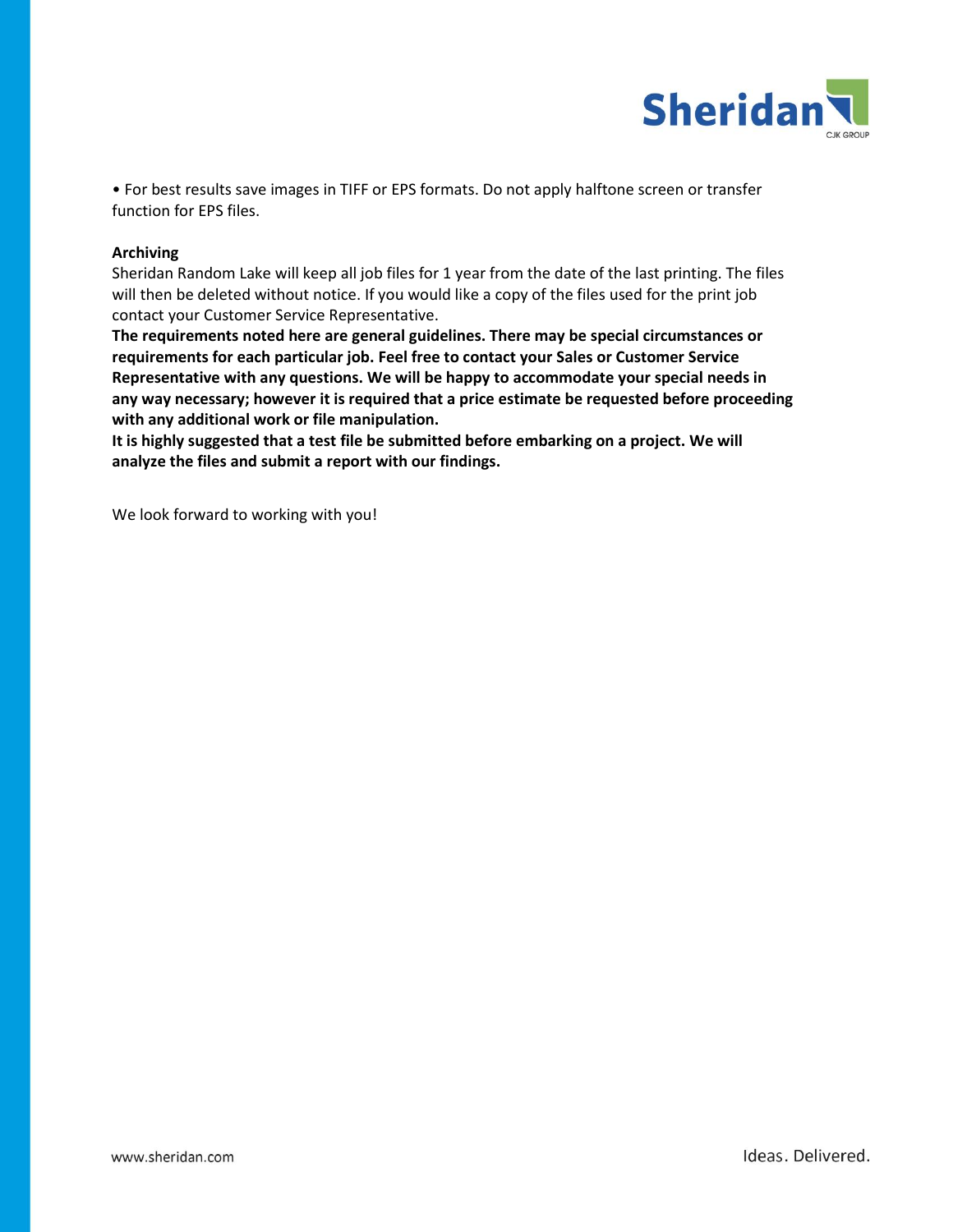- For best results save images in TIFF or EPS formats. Do not apply halftone screen or transfer function for EPS files.

**Archiving**

Sheridan Random Lake will keep all job files for 1 year from the date of the last printing. The files will then be deleted without notice. If you would like a copy of the files used for the print job contact your Customer Service Representative.

**The requirements noted here are general guidelines. There may be special circumstances or requirements for each particular job. Feel free to contact your Sales or Customer Service Representative with any questions. We will be happy to accommodate your special needs in any way necessary; however it is required that a price estimate be requested before proceeding with any additional work or file manipulation.**

**It is highly suggested that a test file be submitted before embarking on a project. We will analyze the files and submit a report with our findings.**

We look forward to working with you!